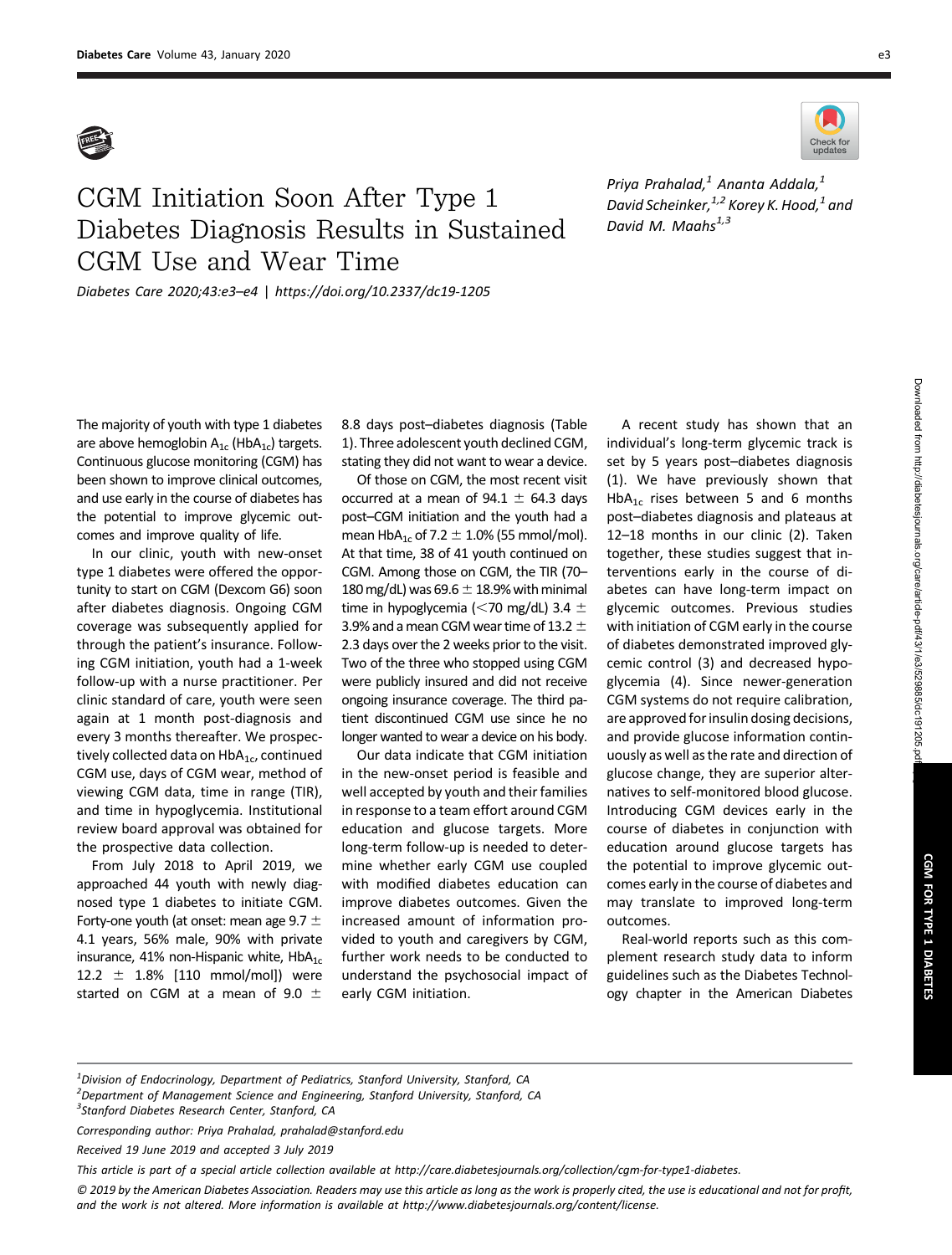# CGM Initiation Soon After Type 1 Diabetes Diagnosis Results in Sustained CGM Use and Wear Time

Diabetes Care 2020;43:e3–e4 | https://doi.org/10.2337/dc19-1205

*Priya Prahalad,[1] Ananta Addala,[1] David Scheinker,[1,2] Korey K. Hood,[1] and David M. Maahs[1,3]*

The majority of youth with type 1 diabetes are above hemoglobin $A_{1c}$ ($HbA_{1c}$) targets. Continuous glucose monitoring (CGM) has been shown to improve clinical outcomes, and use early in the course of diabetes has the potential to improve glycemic outcomes and improve quality of life.

In our clinic, youth with new-onset type 1 diabetes were offered the opportunity to start on CGM (Dexcom G6) soon after diabetes diagnosis. Ongoing CGM coverage was subsequently applied for through the patient's insurance. Following CGM initiation, youth had a 1-week follow-up with a nurse practitioner. Per clinic standard of care, youth were seen again at 1 month post-diagnosis and every 3 months thereafter. We prospectively collected data on $HbA_{1c}$, continued CGM use, days of CGM wear, method of viewing CGM data, time in range (TIR), and time in hypoglycemia. Institutional review board approval was obtained for the prospective data collection.

From July 2018 to April 2019, we approached 44 youth with newly diagnosed type 1 diabetes to initiate CGM. Forty-one youth (at onset: mean age 9.7 ± 4.1 years, 56% male, 90% with private insurance, 41% non-Hispanic white, $HbA_{1c}$ 12.2 ± 1.8% [110 mmol/mol]) were started on CGM at a mean of 9.0 ± 8.8 days post–diabetes diagnosis (Table 1). Three adolescent youth declined CGM, stating they did not want to wear a device.

Of those on CGM, the most recent visit occurred at a mean of 94.1 ± 64.3 days post–CGM initiation and the youth had a mean $HbA_{1c}$ of 7.2 ± 1.0% (55 mmol/mol). At that time, 38 of 41 youth continued on CGM. Among those on CGM, the TIR (70–180 mg/dL) was 69.6 ± 18.9% with minimal time in hypoglycemia (<70 mg/dL) 3.4 ± 3.9% and a mean CGM wear time of 13.2 ± 2.3 days over the 2 weeks prior to the visit. Two of the three who stopped using CGM were publicly insured and did not receive ongoing insurance coverage. The third patient discontinued CGM use since he no longer wanted to wear a device on his body.

Our data indicate that CGM initiation in the new-onset period is feasible and well accepted by youth and their families in response to a team effort around CGM education and glucose targets. More long-term follow-up is needed to determine whether early CGM use coupled with modified diabetes education can improve diabetes outcomes. Given the increased amount of information provided to youth and caregivers by CGM, further work needs to be conducted to understand the psychosocial impact of early CGM initiation.

A recent study has shown that an individual's long-term glycemic track is set by 5 years post–diabetes diagnosis (1). We have previously shown that $HbA_{1c}$ rises between 5 and 6 months post–diabetes diagnosis and plateaus at 12–18 months in our clinic (2). Taken together, these studies suggest that interventions early in the course of diabetes can have long-term impact on glycemic outcomes. Previous studies with initiation of CGM early in the course of diabetes demonstrated improved glycemic control (3) and decreased hypoglycemia (4). Since newer-generation CGM systems do not require calibration, are approved for insulin dosing decisions, and provide glucose information continuously as well as the rate and direction of glucose change, they are superior alternatives to self-monitored blood glucose. Introducing CGM devices early in the course of diabetes in conjunction with education around glucose targets has the potential to improve glycemic outcomes early in the course of diabetes and may translate to improved long-term outcomes.

Real-world reports such as this complement research study data to inform guidelines such as the Diabetes Technology chapter in the American Diabetes

---

[1]Division of Endocrinology, Department of Pediatrics, Stanford University, Stanford, CA
[2]Department of Management Science and Engineering, Stanford University, Stanford, CA
[3]Stanford Diabetes Research Center, Stanford, CA

Corresponding author: Priya Prahalad, prahalad@stanford.edu

Received 19 June 2019 and accepted 3 July 2019

This article is part of a special article collection available at http://care.diabetesjournals.org/collection/cgm-for-type1-diabetes.

© 2019 by the American Diabetes Association. Readers may use this article as long as the work is properly cited, the use is educational and not for profit, and the work is not altered. More information is available at http://www.diabetesjournals.org/content/license.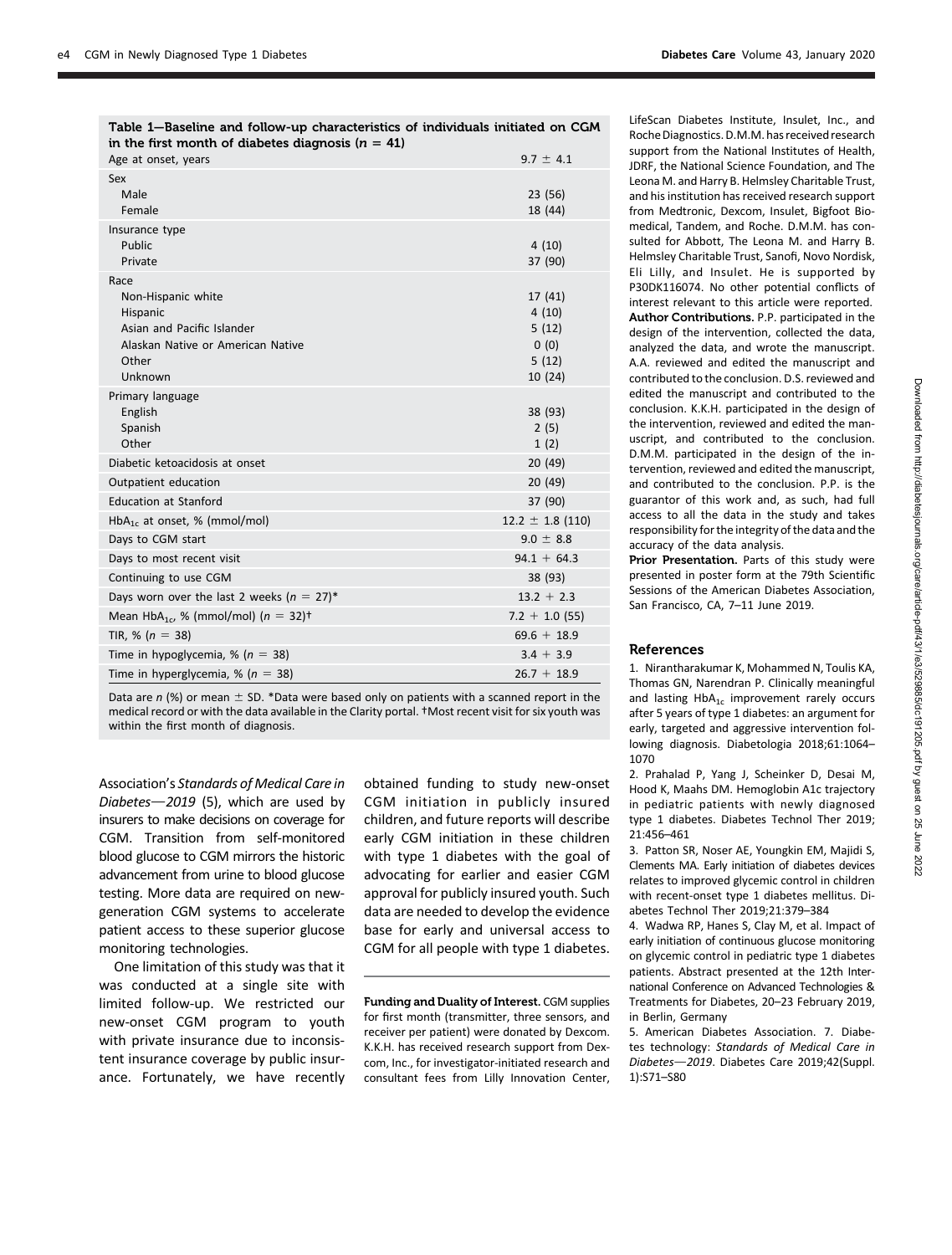Table 1—Baseline and follow-up characteristics of individuals initiated on CGM in the first month of diabetes diagnosis ($n$ = 41)

| | |
|---|---|
| Age at onset, years | 9.7 ± 4.1 |
| Sex | |
| Male | 23 (56) |
| Female | 18 (44) |
| Insurance type | |
| Public | 4 (10) |
| Private | 37 (90) |
| Race | |
| Non-Hispanic white | 17 (41) |
| Hispanic | 4 (10) |
| Asian and Pacific Islander | 5 (12) |
| Alaskan Native or American Native | 0 (0) |
| Other | 5 (12) |
| Unknown | 10 (24) |
| Primary language | |
| English | 38 (93) |
| Spanish | 2 (5) |
| Other | 1 (2) |
| Diabetic ketoacidosis at onset | 20 (49) |
| Outpatient education | 20 (49) |
| Education at Stanford | 37 (90) |
| $HbA_{1c}$ at onset, % (mmol/mol) | 12.2 ± 1.8 (110) |
| Days to CGM start | 9.0 ± 8.8 |
| Days to most recent visit | 94.1 + 64.3 |
| Continuing to use CGM | 38 (93) |
| Days worn over the last 2 weeks ($n$ = 27)* | 13.2 + 2.3 |
| Mean $HbA_{1c}$, % (mmol/mol) ($n$ = 32)† | 7.2 + 1.0 (55) |
| TIR, % ($n$ = 38) | 69.6 + 18.9 |
| Time in hypoglycemia, % ($n$ = 38) | 3.4 + 3.9 |
| Time in hyperglycemia, % ($n$ = 38) | 26.7 + 18.9 |

Data are $n$ (%) or mean ± SD. *Data were based only on patients with a scanned report in the medical record or with the data available in the Clarity portal. †Most recent visit for six youth was within the first month of diagnosis.

Association's *Standards of Medical Care in Diabetes—2019* (5), which are used by insurers to make decisions on coverage for CGM. Transition from self-monitored blood glucose to CGM mirrors the historic advancement from urine to blood glucose testing. More data are required on new-generation CGM systems to accelerate patient access to these superior glucose monitoring technologies.

One limitation of this study was that it was conducted at a single site with limited follow-up. We restricted our new-onset CGM program to youth with private insurance due to inconsistent insurance coverage by public insurance. Fortunately, we have recently obtained funding to study new-onset CGM initiation in publicly insured children, and future reports will describe early CGM initiation in these children with type 1 diabetes with the goal of advocating for earlier and easier CGM approval for publicly insured youth. Such data are needed to develop the evidence base for early and universal access to CGM for all people with type 1 diabetes.

**Funding and Duality of Interest.** CGM supplies for first month (transmitter, three sensors, and receiver per patient) were donated by Dexcom. K.K.H. has received research support from Dexcom, Inc., for investigator-initiated research and consultant fees from Lilly Innovation Center, LifeScan Diabetes Institute, Insulet, Inc., and Roche Diagnostics. D.M.M. has received research support from the National Institutes of Health, JDRF, the National Science Foundation, and The Leona M. and Harry B. Helmsley Charitable Trust, and his institution has received research support from Medtronic, Dexcom, Insulet, Bigfoot Biomedical, Tandem, and Roche. D.M.M. has consulted for Abbott, The Leona M. and Harry B. Helmsley Charitable Trust, Sanofi, Novo Nordisk, Eli Lilly, and Insulet. He is supported by P30DK116074. No other potential conflicts of interest relevant to this article were reported.

**Author Contributions.** P.P. participated in the design of the intervention, collected the data, analyzed the data, and wrote the manuscript. A.A. reviewed and edited the manuscript and contributed to the conclusion. D.S. reviewed and edited the manuscript and contributed to the conclusion. K.K.H. participated in the design of the intervention, reviewed and edited the manuscript, and contributed to the conclusion. D.M.M. participated in the design of the intervention, reviewed and edited the manuscript, and contributed to the conclusion. P.P. is the guarantor of this work and, as such, had full access to all the data in the study and takes responsibility for the integrity of the data and the accuracy of the data analysis.

**Prior Presentation.** Parts of this study were presented in poster form at the 79th Scientific Sessions of the American Diabetes Association, San Francisco, CA, 7–11 June 2019.

## References

1. Nirantharakumar K, Mohammed N, Toulis KA, Thomas GN, Narendran P. Clinically meaningful and lasting $HbA_{1c}$ improvement rarely occurs after 5 years of type 1 diabetes: an argument for early, targeted and aggressive intervention following diagnosis. Diabetologia 2018;61:1064–1070
2. Prahalad P, Yang J, Scheinker D, Desai M, Hood K, Maahs DM. Hemoglobin A1c trajectory in pediatric patients with newly diagnosed type 1 diabetes. Diabetes Technol Ther 2019;21:456–461
3. Patton SR, Noser AE, Youngkin EM, Majidi S, Clements MA. Early initiation of diabetes devices relates to improved glycemic control in children with recent-onset type 1 diabetes mellitus. Diabetes Technol Ther 2019;21:379–384
4. Wadwa RP, Hanes S, Clay M, et al. Impact of early initiation of continuous glucose monitoring on glycemic control in pediatric type 1 diabetes patients. Abstract presented at the 12th International Conference on Advanced Technologies & Treatments for Diabetes, 20–23 February 2019, in Berlin, Germany
5. American Diabetes Association. 7. Diabetes technology: *Standards of Medical Care in Diabetes—2019*. Diabetes Care 2019;42(Suppl. 1):S71–S80